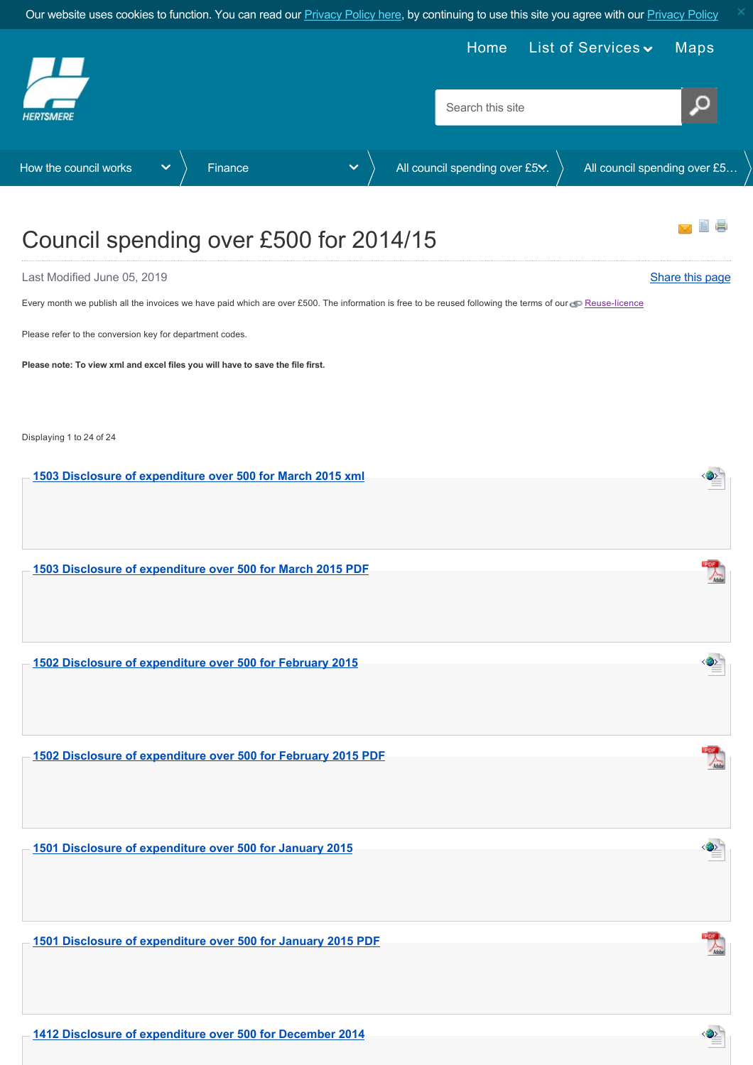Our website uses cookies to function. You can read our Privacy Policy here, by continuing to use this site you agree with our Privacy Policy

Home | List of Services | Maps

HERTSMERE

Search this site

How the council works > Finance > All council spending over £500 > All council spending over £5...

# Council spending over £500 for 2014/15

Last Modified June 05, 2019

Share this page

Every month we publish all the invoices we have paid which are over £500. The information is free to be reused following the terms of our Reuse-licence

Please refer to the conversion key for department codes.

**Please note: To view xml and excel files you will have to save the file first.**

Displaying 1 to 24 of 24

1503 Disclosure of expenditure over 500 for March 2015 xml

1503 Disclosure of expenditure over 500 for March 2015 PDF

1502 Disclosure of expenditure over 500 for February 2015

1502 Disclosure of expenditure over 500 for February 2015 PDF

1501 Disclosure of expenditure over 500 for January 2015

1501 Disclosure of expenditure over 500 for January 2015 PDF

1412 Disclosure of expenditure over 500 for December 2014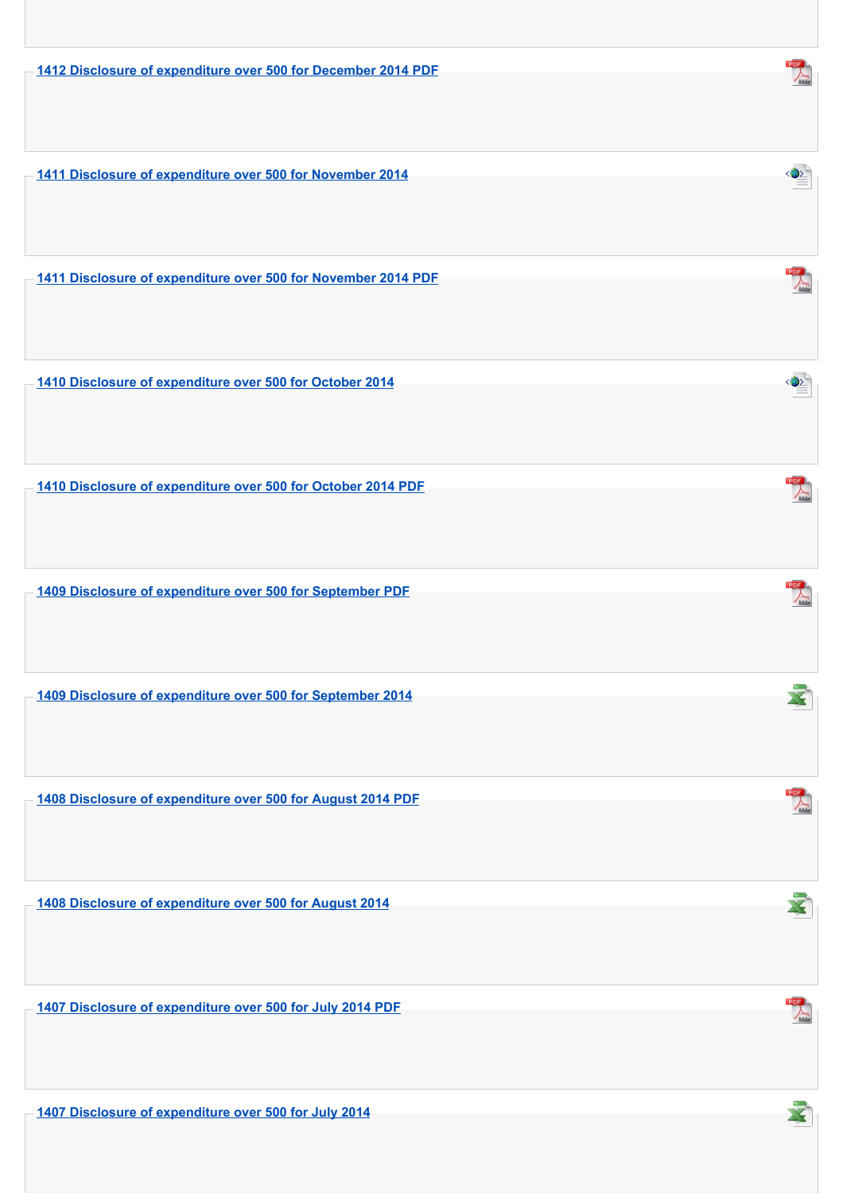1412 Disclosure of expenditure over 500 for December 2014 PDF

1411 Disclosure of expenditure over 500 for November 2014

1411 Disclosure of expenditure over 500 for November 2014 PDF

1410 Disclosure of expenditure over 500 for October 2014

1410 Disclosure of expenditure over 500 for October 2014 PDF

1409 Disclosure of expenditure over 500 for September PDF

1409 Disclosure of expenditure over 500 for September 2014

1408 Disclosure of expenditure over 500 for August 2014 PDF

1408 Disclosure of expenditure over 500 for August 2014

1407 Disclosure of expenditure over 500 for July 2014 PDF

1407 Disclosure of expenditure over 500 for July 2014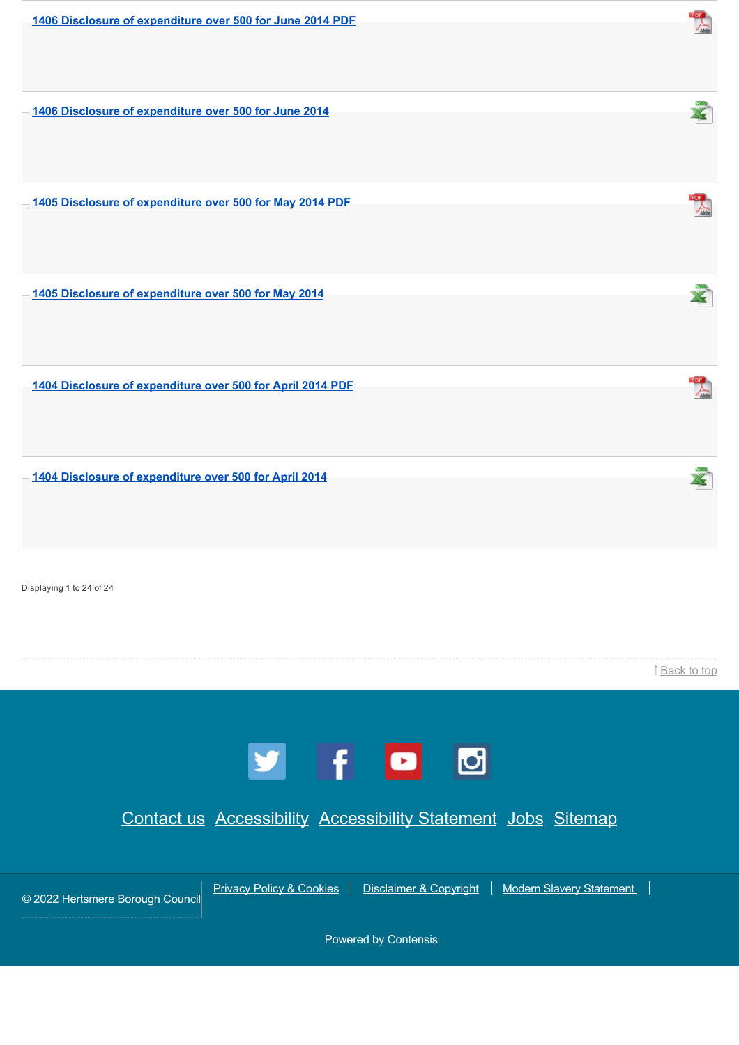[1406 Disclosure of expenditure over 500 for June 2014 PDF]

[1406 Disclosure of expenditure over 500 for June 2014]

[1405 Disclosure of expenditure over 500 for May 2014 PDF]

[1405 Disclosure of expenditure over 500 for May 2014]

[1404 Disclosure of expenditure over 500 for April 2014 PDF]

[1404 Disclosure of expenditure over 500 for April 2014]

Displaying 1 to 24 of 24

↑ Back to top

Contact us Accessibility Accessibility Statement Jobs Sitemap

© 2022 Hertsmere Borough Council | Privacy Policy & Cookies | Disclaimer & Copyright | Modern Slavery Statement |

Powered by Contensis